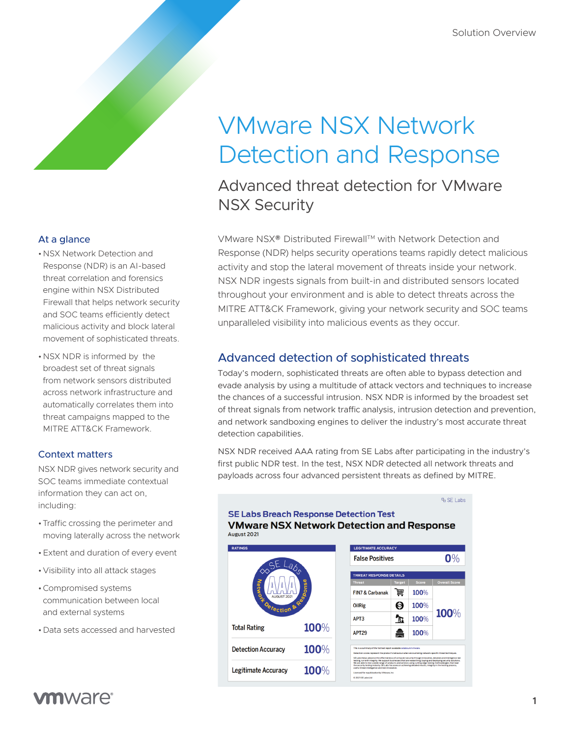# VMware NSX Network Detection and Response

## Advanced threat detection for VMware NSX Security

### At a glance

- NSX Network Detection and Response (NDR) is an AI-based threat correlation and forensics engine within NSX Distributed Firewall that helps network security and SOC teams efficiently detect malicious activity and block lateral movement of sophisticated threats.
- NSX NDR is informed by the broadest set of threat signals from network sensors distributed across network infrastructure and automatically correlates them into threat campaigns mapped to the MITRE ATT&CK Framework.

### Context matters

NSX NDR gives network security and SOC teams immediate contextual information they can act on, including:

- Traffic crossing the perimeter and moving laterally across the network
- Extent and duration of every event
- Visibility into all attack stages
- Compromised systems communication between local and external systems
- Data sets accessed and harvested

VMware NSX® Distributed Firewall™ with Network Detection and Response (NDR) helps security operations teams rapidly detect malicious activity and stop the lateral movement of threats inside your network. NSX NDR ingests signals from built-in and distributed sensors located throughout your environment and is able to detect threats across the MITRE ATT&CK Framework, giving your network security and SOC teams unparalleled visibility into malicious events as they occur.

## Advanced detection of sophisticated threats

Today's modern, sophisticated threats are often able to bypass detection and evade analysis by using a multitude of attack vectors and techniques to increase the chances of a successful intrusion. NSX NDR is informed by the broadest set of threat signals from network traffic analysis, intrusion detection and prevention, and network sandboxing engines to deliver the industry's most accurate threat detection capabilities.

NSX NDR received AAA rating from SE Labs after participating in the industry's first public NDR test. In the test, NSX NDR detected all network threats and payloads across four advanced persistent threats as defined by MITRE.

**SE Labs Breach Response Detection Test**

**VMware NSX Network Detection and Response**

August 2021

| Ratings | |
|---|---|
| AAA (SE Labs, Network Detection & Response, August 2021) | |
| Total Rating | 100% |
| Detection Accuracy | 100% |
| Legitimate Accuracy | 100% |

| Legitimate Accuracy | |
|---|---|
| False Positives | 0% |

| Threat | Target | Score | Overall Score |
|---|---|---|---|
| FIN7 & Carbanak | | 100% | 100% |
| OilRig | | 100% | |
| APT3 | | 100% | |
| APT29 | | 100% | |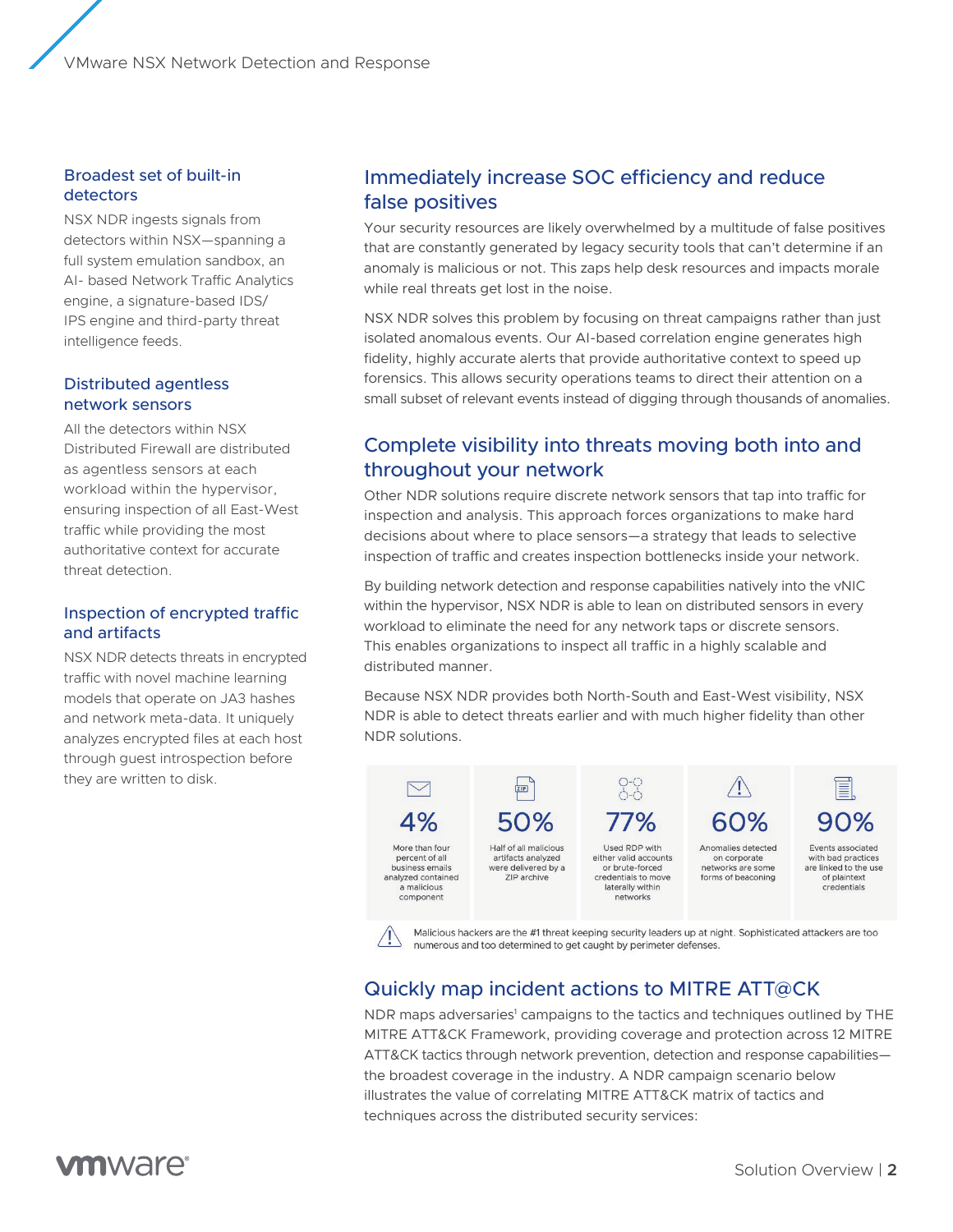### Broadest set of built-in detectors

NSX NDR ingests signals from detectors within NSX—spanning a full system emulation sandbox, an AI- based Network Traffic Analytics engine, a signature-based IDS/IPS engine and third-party threat intelligence feeds.

### Distributed agentless network sensors

All the detectors within NSX Distributed Firewall are distributed as agentless sensors at each workload within the hypervisor, ensuring inspection of all East-West traffic while providing the most authoritative context for accurate threat detection.

### Inspection of encrypted traffic and artifacts

NSX NDR detects threats in encrypted traffic with novel machine learning models that operate on JA3 hashes and network meta-data. It uniquely analyzes encrypted files at each host through guest introspection before they are written to disk.

## Immediately increase SOC efficiency and reduce false positives

Your security resources are likely overwhelmed by a multitude of false positives that are constantly generated by legacy security tools that can't determine if an anomaly is malicious or not. This zaps help desk resources and impacts morale while real threats get lost in the noise.

NSX NDR solves this problem by focusing on threat campaigns rather than just isolated anomalous events. Our AI-based correlation engine generates high fidelity, highly accurate alerts that provide authoritative context to speed up forensics. This allows security operations teams to direct their attention on a small subset of relevant events instead of digging through thousands of anomalies.

## Complete visibility into threats moving both into and throughout your network

Other NDR solutions require discrete network sensors that tap into traffic for inspection and analysis. This approach forces organizations to make hard decisions about where to place sensors—a strategy that leads to selective inspection of traffic and creates inspection bottlenecks inside your network.

By building network detection and response capabilities natively into the vNIC within the hypervisor, NSX NDR is able to lean on distributed sensors in every workload to eliminate the need for any network taps or discrete sensors. This enables organizations to inspect all traffic in a highly scalable and distributed manner.

Because NSX NDR provides both North-South and East-West visibility, NSX NDR is able to detect threats earlier and with much higher fidelity than other NDR solutions.

| 4% | 50% | 77% | 60% | 90% |
|---|---|---|---|---|
| More than four percent of all business emails analyzed contained a malicious component | Half of all malicious artifacts analyzed were delivered by a ZIP archive | Used RDP with either valid accounts or brute-forced credentials to move laterally within networks | Anomalies detected on corporate networks are some forms of beaconing | Events associated with bad practices are linked to the use of plaintext credentials |

Malicious hackers are the #1 threat keeping security leaders up at night. Sophisticated attackers are too numerous and too determined to get caught by perimeter defenses.

## Quickly map incident actions to MITRE ATT@CK

NDR maps adversaries[1] campaigns to the tactics and techniques outlined by THE MITRE ATT&CK Framework, providing coverage and protection across 12 MITRE ATT&CK tactics through network prevention, detection and response capabilities—the broadest coverage in the industry. A NDR campaign scenario below illustrates the value of correlating MITRE ATT&CK matrix of tactics and techniques across the distributed security services: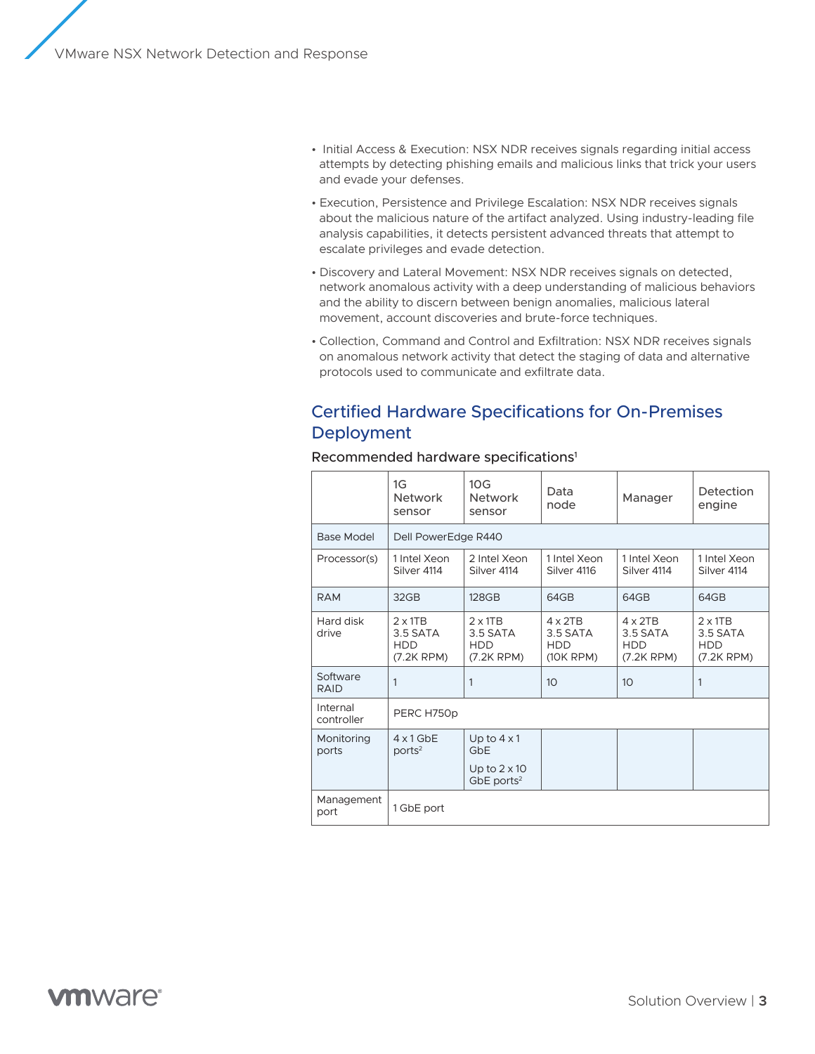- Initial Access & Execution: NSX NDR receives signals regarding initial access attempts by detecting phishing emails and malicious links that trick your users and evade your defenses.
- Execution, Persistence and Privilege Escalation: NSX NDR receives signals about the malicious nature of the artifact analyzed. Using industry-leading file analysis capabilities, it detects persistent advanced threats that attempt to escalate privileges and evade detection.
- Discovery and Lateral Movement: NSX NDR receives signals on detected, network anomalous activity with a deep understanding of malicious behaviors and the ability to discern between benign anomalies, malicious lateral movement, account discoveries and brute-force techniques.
- Collection, Command and Control and Exfiltration: NSX NDR receives signals on anomalous network activity that detect the staging of data and alternative protocols used to communicate and exfiltrate data.

## Certified Hardware Specifications for On-Premises Deployment

### Recommended hardware specifications[1]

| | 1G Network sensor | 10G Network sensor | Data node | Manager | Detection engine |
|---|---|---|---|---|---|
| Base Model | Dell PowerEdge R440 | | | | |
| Processor(s) | 1 Intel Xeon Silver 4114 | 2 Intel Xeon Silver 4114 | 1 Intel Xeon Silver 4116 | 1 Intel Xeon Silver 4114 | 1 Intel Xeon Silver 4114 |
| RAM | 32GB | 128GB | 64GB | 64GB | 64GB |
| Hard disk drive | 2 x 1TB 3.5 SATA HDD (7.2K RPM) | 2 x 1TB 3.5 SATA HDD (7.2K RPM) | 4 x 2TB 3.5 SATA HDD (10K RPM) | 4 x 2TB 3.5 SATA HDD (7.2K RPM) | 2 x 1TB 3.5 SATA HDD (7.2K RPM) |
| Software RAID | 1 | 1 | 10 | 10 | 1 |
| Internal controller | PERC H750p | | | | |
| Monitoring ports | 4 x 1 GbE ports[2] | Up to 4 x 1 GbE<br>Up to 2 x 10 GbE ports[2] | | | |
| Management port | 1 GbE port | | | | |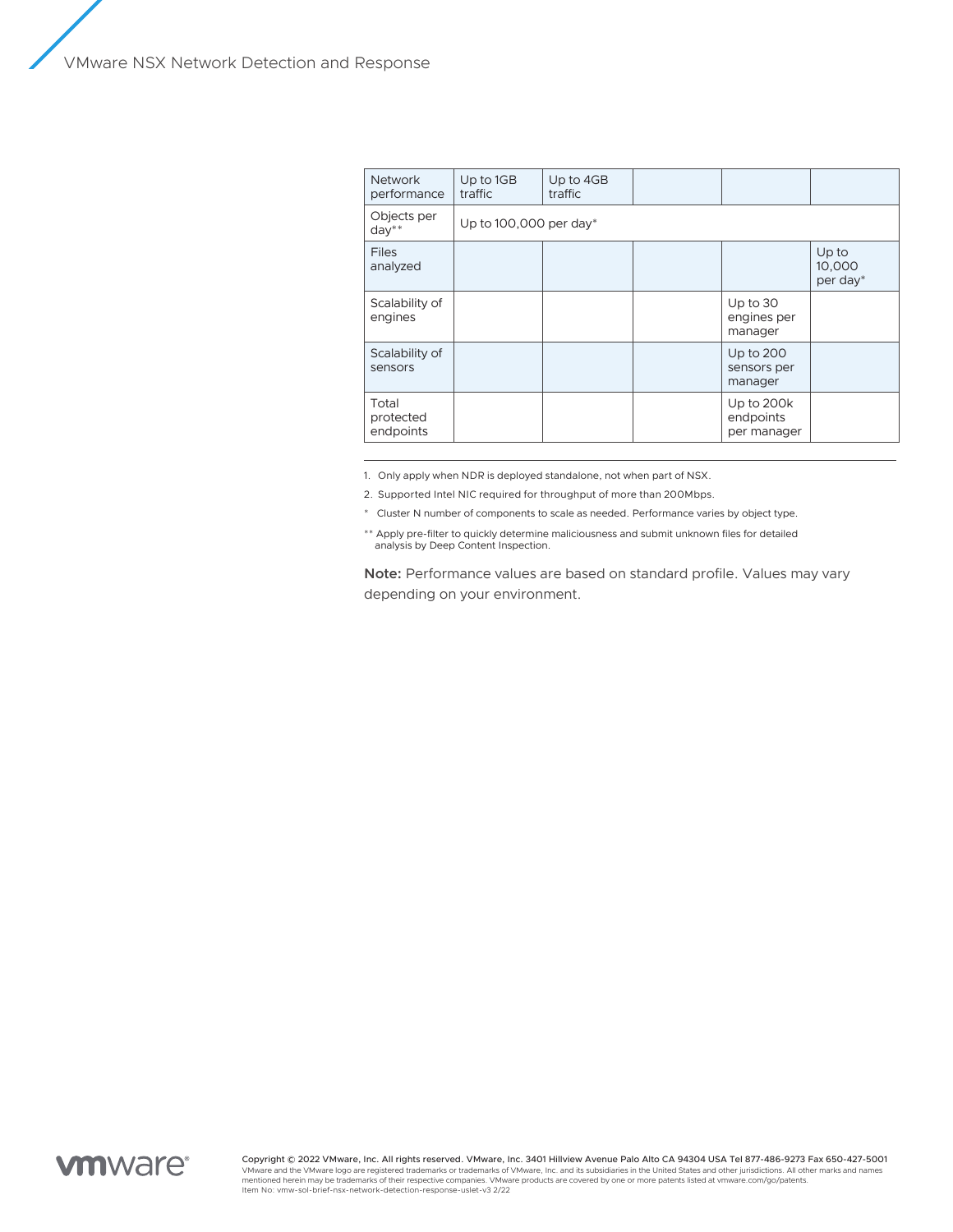| | | | | | |
|---|---|---|---|---|---|
| Network performance | Up to 1GB traffic | Up to 4GB traffic | | | |
| Objects per day** | Up to 100,000 per day* | | | | |
| Files analyzed | | | | | Up to 10,000 per day* |
| Scalability of engines | | | | Up to 30 engines per manager | |
| Scalability of sensors | | | | Up to 200 sensors per manager | |
| Total protected endpoints | | | | Up to 200k endpoints per manager | |

1. Only apply when NDR is deployed standalone, not when part of NSX.

2. Supported Intel NIC required for throughput of more than 200Mbps.

\* Cluster N number of components to scale as needed. Performance varies by object type.

** Apply pre-filter to quickly determine maliciousness and submit unknown files for detailed analysis by Deep Content Inspection.

**Note:** Performance values are based on standard profile. Values may vary depending on your environment.

Copyright © 2022 VMware, Inc. All rights reserved. VMware, Inc. 3401 Hillview Avenue Palo Alto CA 94304 USA Tel 877-486-9273 Fax 650-427-5001
VMware and the VMware logo are registered trademarks or trademarks of VMware, Inc. and its subsidiaries in the United States and other jurisdictions. All other marks and names mentioned herein may be trademarks of their respective companies. VMware products are covered by one or more patents listed at vmware.com/go/patents.
Item No: vmw-sol-brief-nsx-network-detection-response-uslet-v3 2/22